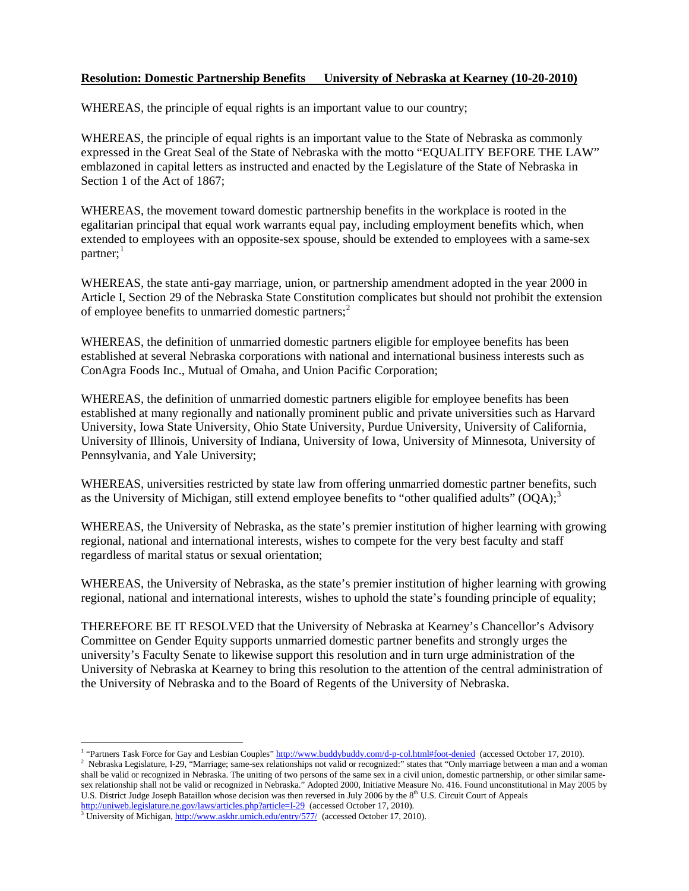**Resolution: Domestic Partnership Benefits      University of Nebraska at Kearney (10-20-2010)**

WHEREAS, the principle of equal rights is an important value to our country;

WHEREAS, the principle of equal rights is an important value to the State of Nebraska as commonly expressed in the Great Seal of the State of Nebraska with the motto "EQUALITY BEFORE THE LAW" emblazoned in capital letters as instructed and enacted by the Legislature of the State of Nebraska in Section 1 of the Act of 1867;

WHEREAS, the movement toward domestic partnership benefits in the workplace is rooted in the egalitarian principal that equal work warrants equal pay, including employment benefits which, when extended to employees with an opposite-sex spouse, should be extended to employees with a same-sex partner;[1]

WHEREAS, the state anti-gay marriage, union, or partnership amendment adopted in the year 2000 in Article I, Section 29 of the Nebraska State Constitution complicates but should not prohibit the extension of employee benefits to unmarried domestic partners;[2]

WHEREAS, the definition of unmarried domestic partners eligible for employee benefits has been established at several Nebraska corporations with national and international business interests such as ConAgra Foods Inc., Mutual of Omaha, and Union Pacific Corporation;

WHEREAS, the definition of unmarried domestic partners eligible for employee benefits has been established at many regionally and nationally prominent public and private universities such as Harvard University, Iowa State University, Ohio State University, Purdue University, University of California, University of Illinois, University of Indiana, University of Iowa, University of Minnesota, University of Pennsylvania, and Yale University;

WHEREAS, universities restricted by state law from offering unmarried domestic partner benefits, such as the University of Michigan, still extend employee benefits to "other qualified adults" (OQA);[3]

WHEREAS, the University of Nebraska, as the state's premier institution of higher learning with growing regional, national and international interests, wishes to compete for the very best faculty and staff regardless of marital status or sexual orientation;

WHEREAS, the University of Nebraska, as the state's premier institution of higher learning with growing regional, national and international interests, wishes to uphold the state's founding principle of equality;

THEREFORE BE IT RESOLVED that the University of Nebraska at Kearney's Chancellor's Advisory Committee on Gender Equity supports unmarried domestic partner benefits and strongly urges the university's Faculty Senate to likewise support this resolution and in turn urge administration of the University of Nebraska at Kearney to bring this resolution to the attention of the central administration of the University of Nebraska and to the Board of Regents of the University of Nebraska.

---

[1] "Partners Task Force for Gay and Lesbian Couples" http://www.buddybuddy.com/d-p-col.html#foot-denied (accessed October 17, 2010).

[2] Nebraska Legislature, I-29, "Marriage; same-sex relationships not valid or recognized:" states that "Only marriage between a man and a woman shall be valid or recognized in Nebraska. The uniting of two persons of the same sex in a civil union, domestic partnership, or other similar same-sex relationship shall not be valid or recognized in Nebraska." Adopted 2000, Initiative Measure No. 416. Found unconstitutional in May 2005 by U.S. District Judge Joseph Bataillon whose decision was then reversed in July 2006 by the 8th U.S. Circuit Court of Appeals http://uniweb.legislature.ne.gov/laws/articles.php?article=I-29 (accessed October 17, 2010).

[3] University of Michigan, http://www.askhr.umich.edu/entry/577/ (accessed October 17, 2010).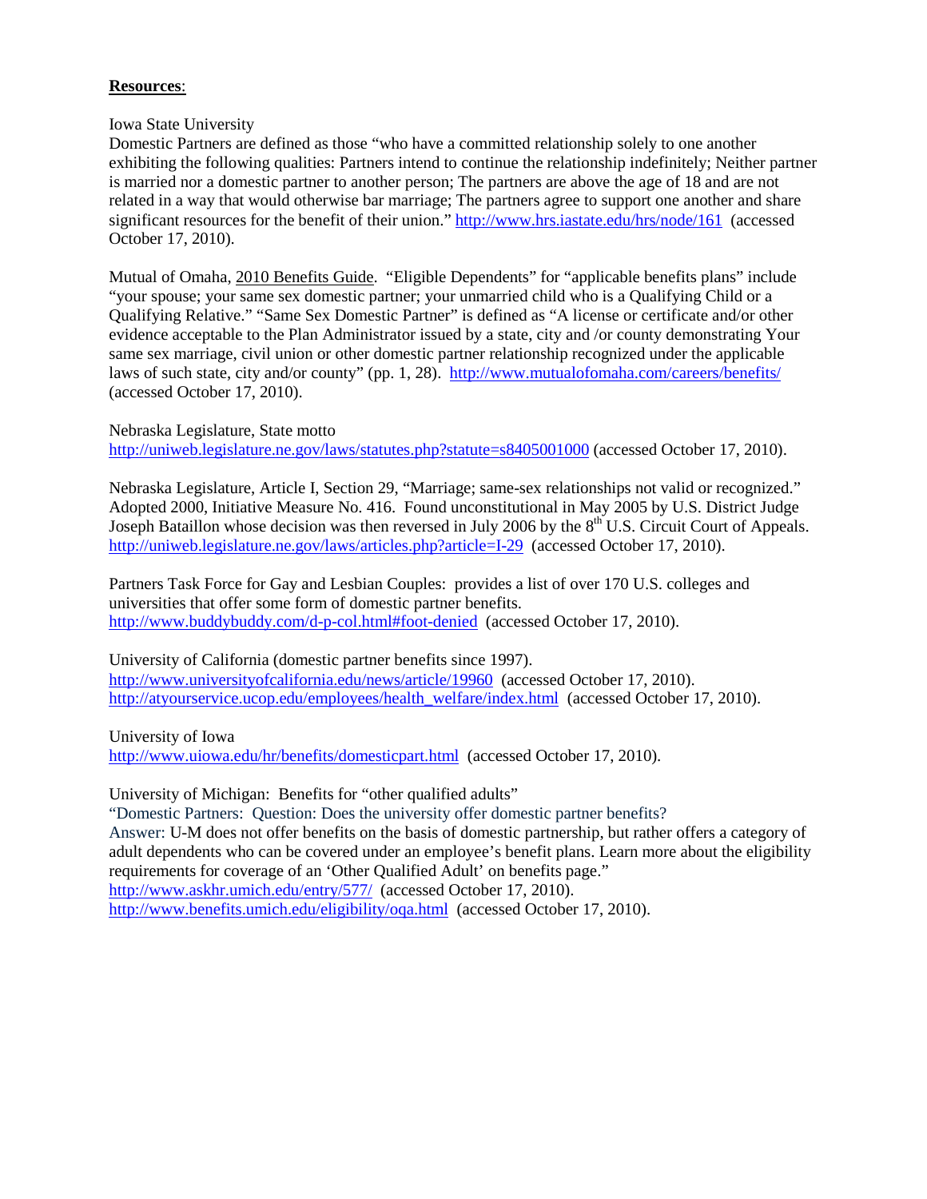**Resources**:

Iowa State University
Domestic Partners are defined as those "who have a committed relationship solely to one another exhibiting the following qualities: Partners intend to continue the relationship indefinitely; Neither partner is married nor a domestic partner to another person; The partners are above the age of 18 and are not related in a way that would otherwise bar marriage; The partners agree to support one another and share significant resources for the benefit of their union." http://www.hrs.iastate.edu/hrs/node/161 (accessed October 17, 2010).

Mutual of Omaha, 2010 Benefits Guide. "Eligible Dependents" for "applicable benefits plans" include "your spouse; your same sex domestic partner; your unmarried child who is a Qualifying Child or a Qualifying Relative." "Same Sex Domestic Partner" is defined as "A license or certificate and/or other evidence acceptable to the Plan Administrator issued by a state, city and /or county demonstrating Your same sex marriage, civil union or other domestic partner relationship recognized under the applicable laws of such state, city and/or county" (pp. 1, 28). http://www.mutualofomaha.com/careers/benefits/ (accessed October 17, 2010).

Nebraska Legislature, State motto
http://uniweb.legislature.ne.gov/laws/statutes.php?statute=s8405001000 (accessed October 17, 2010).

Nebraska Legislature, Article I, Section 29, "Marriage; same-sex relationships not valid or recognized." Adopted 2000, Initiative Measure No. 416. Found unconstitutional in May 2005 by U.S. District Judge Joseph Bataillon whose decision was then reversed in July 2006 by the 8th U.S. Circuit Court of Appeals. http://uniweb.legislature.ne.gov/laws/articles.php?article=I-29 (accessed October 17, 2010).

Partners Task Force for Gay and Lesbian Couples: provides a list of over 170 U.S. colleges and universities that offer some form of domestic partner benefits.
http://www.buddybuddy.com/d-p-col.html#foot-denied (accessed October 17, 2010).

University of California (domestic partner benefits since 1997).
http://www.universityofcalifornia.edu/news/article/19960 (accessed October 17, 2010).
http://atyourservice.ucop.edu/employees/health_welfare/index.html (accessed October 17, 2010).

University of Iowa
http://www.uiowa.edu/hr/benefits/domesticpart.html (accessed October 17, 2010).

University of Michigan: Benefits for "other qualified adults"
"Domestic Partners: Question: Does the university offer domestic partner benefits?
Answer: U-M does not offer benefits on the basis of domestic partnership, but rather offers a category of adult dependents who can be covered under an employee's benefit plans. Learn more about the eligibility requirements for coverage of an 'Other Qualified Adult' on benefits page."
http://www.askhr.umich.edu/entry/577/ (accessed October 17, 2010).
http://www.benefits.umich.edu/eligibility/oqa.html (accessed October 17, 2010).